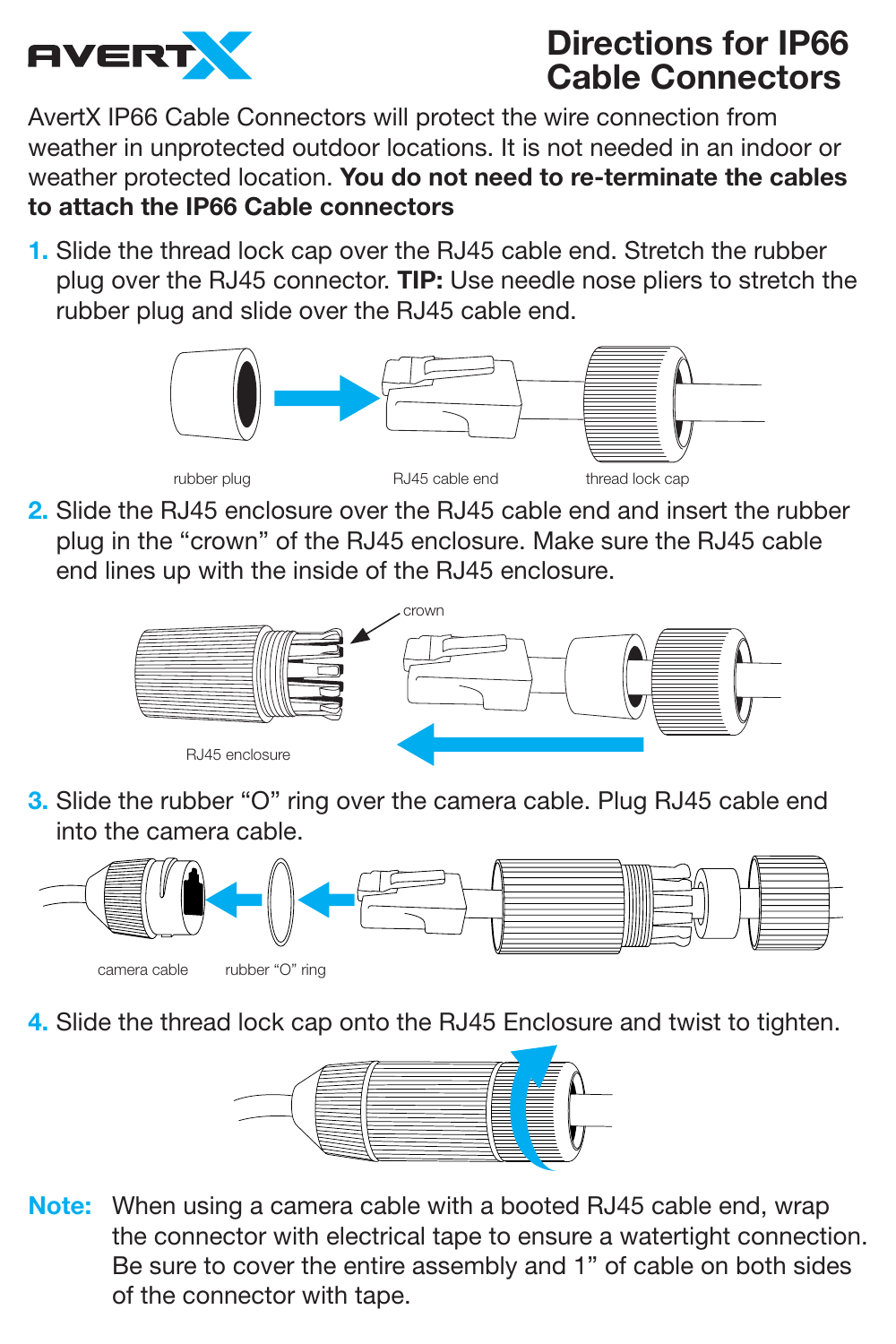AVERTX

# Directions for IP66 Cable Connectors

AvertX IP66 Cable Connectors will protect the wire connection from weather in unprotected outdoor locations. It is not needed in an indoor or weather protected location. **You do not need to re-terminate the cables to attach the IP66 Cable connectors**

1. Slide the thread lock cap over the RJ45 cable end. Stretch the rubber plug over the RJ45 connector. **TIP:** Use needle nose pliers to stretch the rubber plug and slide over the RJ45 cable end.

   rubber plug — RJ45 cable end — thread lock cap

2. Slide the RJ45 enclosure over the RJ45 cable end and insert the rubber plug in the "crown" of the RJ45 enclosure. Make sure the RJ45 cable end lines up with the inside of the RJ45 enclosure.

   crown — RJ45 enclosure

3. Slide the rubber "O" ring over the camera cable. Plug RJ45 cable end into the camera cable.

   camera cable — rubber "O" ring

4. Slide the thread lock cap onto the RJ45 Enclosure and twist to tighten.

**Note:** When using a camera cable with a booted RJ45 cable end, wrap the connector with electrical tape to ensure a watertight connection. Be sure to cover the entire assembly and 1" of cable on both sides of the connector with tape.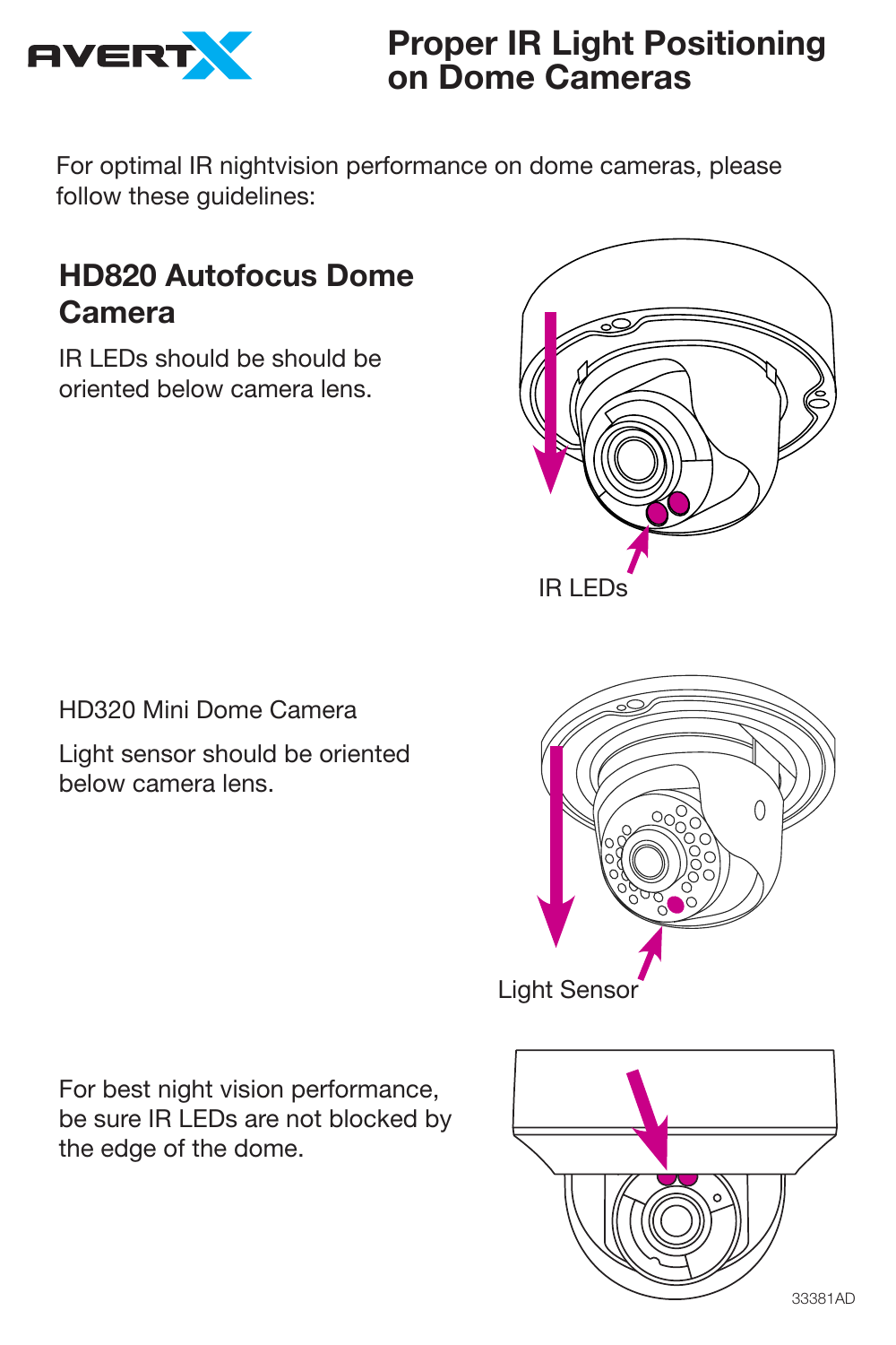# Proper IR Light Positioning on Dome Cameras

For optimal IR nightvision performance on dome cameras, please follow these guidelines:

## HD820 Autofocus Dome Camera

IR LEDs should be should be oriented below camera lens.

IR LEDs

HD320 Mini Dome Camera

Light sensor should be oriented below camera lens.

Light Sensor

For best night vision performance, be sure IR LEDs are not blocked by the edge of the dome.

33381AD